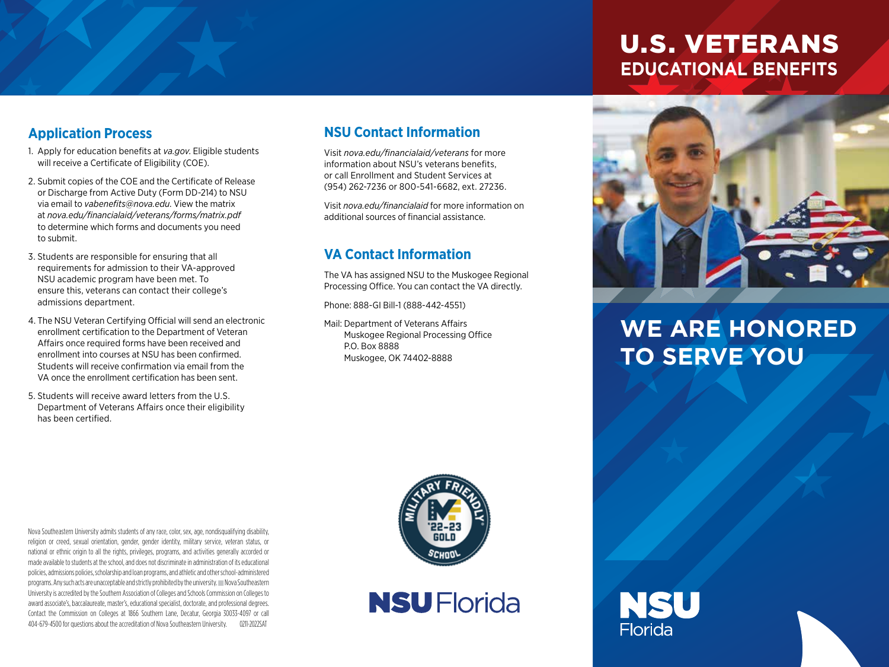# U.S. VETERANS EDUCATIONAL BENEFITS

## WE ARE HONORED TO SERVE YOU

## Application Process

1. Apply for education benefits at *va.gov*. Eligible students will receive a Certificate of Eligibility (COE).
2. Submit copies of the COE and the Certificate of Release or Discharge from Active Duty (Form DD-214) to NSU via email to *vabenefits@nova.edu*. View the matrix at *nova.edu/financialaid/veterans/forms/matrix.pdf* to determine which forms and documents you need to submit.
3. Students are responsible for ensuring that all requirements for admission to their VA-approved NSU academic program have been met. To ensure this, veterans can contact their college's admissions department.
4. The NSU Veteran Certifying Official will send an electronic enrollment certification to the Department of Veteran Affairs once required forms have been received and enrollment into courses at NSU has been confirmed. Students will receive confirmation via email from the VA once the enrollment certification has been sent.
5. Students will receive award letters from the U.S. Department of Veterans Affairs once their eligibility has been certified.

## NSU Contact Information

Visit *nova.edu/financialaid/veterans* for more information about NSU's veterans benefits, or call Enrollment and Student Services at (954) 262-7236 or 800-541-6682, ext. 27236.

Visit *nova.edu/financialaid* for more information on additional sources of financial assistance.

## VA Contact Information

The VA has assigned NSU to the Muskogee Regional Processing Office. You can contact the VA directly.

Phone: 888-GI Bill-1 (888-442-4551)

Mail: Department of Veterans Affairs
Muskogee Regional Processing Office
P.O. Box 8888
Muskogee, OK 74402-8888

MILITARY FRIENDLY® '22-23 GOLD SCHOOL

NSU Florida

Nova Southeastern University admits students of any race, color, sex, age, nondisqualifying disability, religion or creed, sexual orientation, gender, gender identity, military service, veteran status, or national or ethnic origin to all the rights, privileges, programs, and activities generally accorded or made available to students at the school, and does not discriminate in administration of its educational policies, admissions policies, scholarship and loan programs, and athletic and other school-administered programs. Any such acts are unacceptable and strictly prohibited by the university. ■ Nova Southeastern University is accredited by the Southern Association of Colleges and Schools Commission on Colleges to award associate's, baccalaureate, master's, educational specialist, doctorate, and professional degrees. Contact the Commission on Colleges at 1866 Southern Lane, Decatur, Georgia 30033-4097 or call 404-679-4500 for questions about the accreditation of Nova Southeastern University. 0211-2022SAT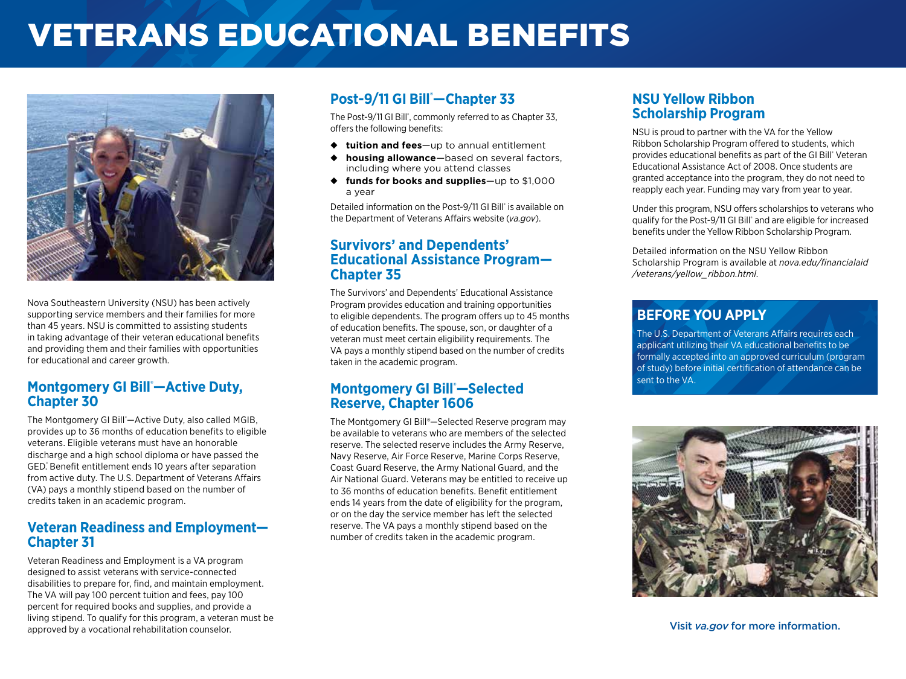# VETERANS EDUCATIONAL BENEFITS

Nova Southeastern University (NSU) has been actively supporting service members and their families for more than 45 years. NSU is committed to assisting students in taking advantage of their veteran educational benefits and providing them and their families with opportunities for educational and career growth.

## Montgomery GI Bill®—Active Duty, Chapter 30

The Montgomery GI Bill®—Active Duty, also called MGIB, provides up to 36 months of education benefits to eligible veterans. Eligible veterans must have an honorable discharge and a high school diploma or have passed the GED.® Benefit entitlement ends 10 years after separation from active duty. The U.S. Department of Veterans Affairs (VA) pays a monthly stipend based on the number of credits taken in an academic program.

## Veteran Readiness and Employment—Chapter 31

Veteran Readiness and Employment is a VA program designed to assist veterans with service-connected disabilities to prepare for, find, and maintain employment. The VA will pay 100 percent tuition and fees, pay 100 percent for required books and supplies, and provide a living stipend. To qualify for this program, a veteran must be approved by a vocational rehabilitation counselor.

## Post-9/11 GI Bill®—Chapter 33

The Post-9/11 GI Bill®, commonly referred to as Chapter 33, offers the following benefits:

- **tuition and fees**—up to annual entitlement
- **housing allowance**—based on several factors, including where you attend classes
- **funds for books and supplies**—up to $1,000 a year

Detailed information on the Post-9/11 GI Bill® is available on the Department of Veterans Affairs website (*va.gov*).

## Survivors' and Dependents' Educational Assistance Program—Chapter 35

The Survivors' and Dependents' Educational Assistance Program provides education and training opportunities to eligible dependents. The program offers up to 45 months of education benefits. The spouse, son, or daughter of a veteran must meet certain eligibility requirements. The VA pays a monthly stipend based on the number of credits taken in the academic program.

## Montgomery GI Bill®—Selected Reserve, Chapter 1606

The Montgomery GI Bill®—Selected Reserve program may be available to veterans who are members of the selected reserve. The selected reserve includes the Army Reserve, Navy Reserve, Air Force Reserve, Marine Corps Reserve, Coast Guard Reserve, the Army National Guard, and the Air National Guard. Veterans may be entitled to receive up to 36 months of education benefits. Benefit entitlement ends 14 years from the date of eligibility for the program, or on the day the service member has left the selected reserve. The VA pays a monthly stipend based on the number of credits taken in the academic program.

## NSU Yellow Ribbon Scholarship Program

NSU is proud to partner with the VA for the Yellow Ribbon Scholarship Program offered to students, which provides educational benefits as part of the GI Bill® Veteran Educational Assistance Act of 2008. Once students are granted acceptance into the program, they do not need to reapply each year. Funding may vary from year to year.

Under this program, NSU offers scholarships to veterans who qualify for the Post-9/11 GI Bill® and are eligible for increased benefits under the Yellow Ribbon Scholarship Program.

Detailed information on the NSU Yellow Ribbon Scholarship Program is available at *nova.edu/financialaid/veterans/yellow_ribbon.html*.

## BEFORE YOU APPLY

The U.S. Department of Veterans Affairs requires each applicant utilizing their VA educational benefits to be formally accepted into an approved curriculum (program of study) before initial certification of attendance can be sent to the VA.

Visit *va.gov* for more information.